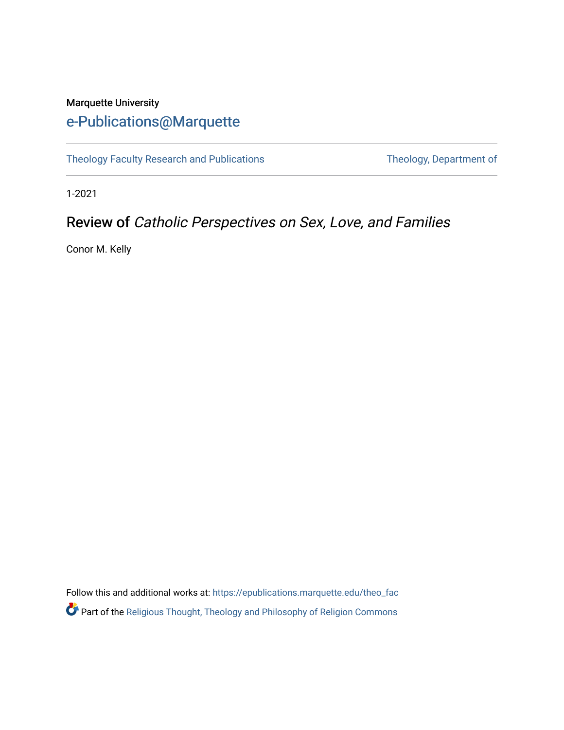Marquette University

# e-Publications@Marquette

Theology Faculty Research and Publications

Theology, Department of

1-2021

## Review of *Catholic Perspectives on Sex, Love, and Families*

Conor M. Kelly

Follow this and additional works at: https://epublications.marquette.edu/theo_fac

Part of the Religious Thought, Theology and Philosophy of Religion Commons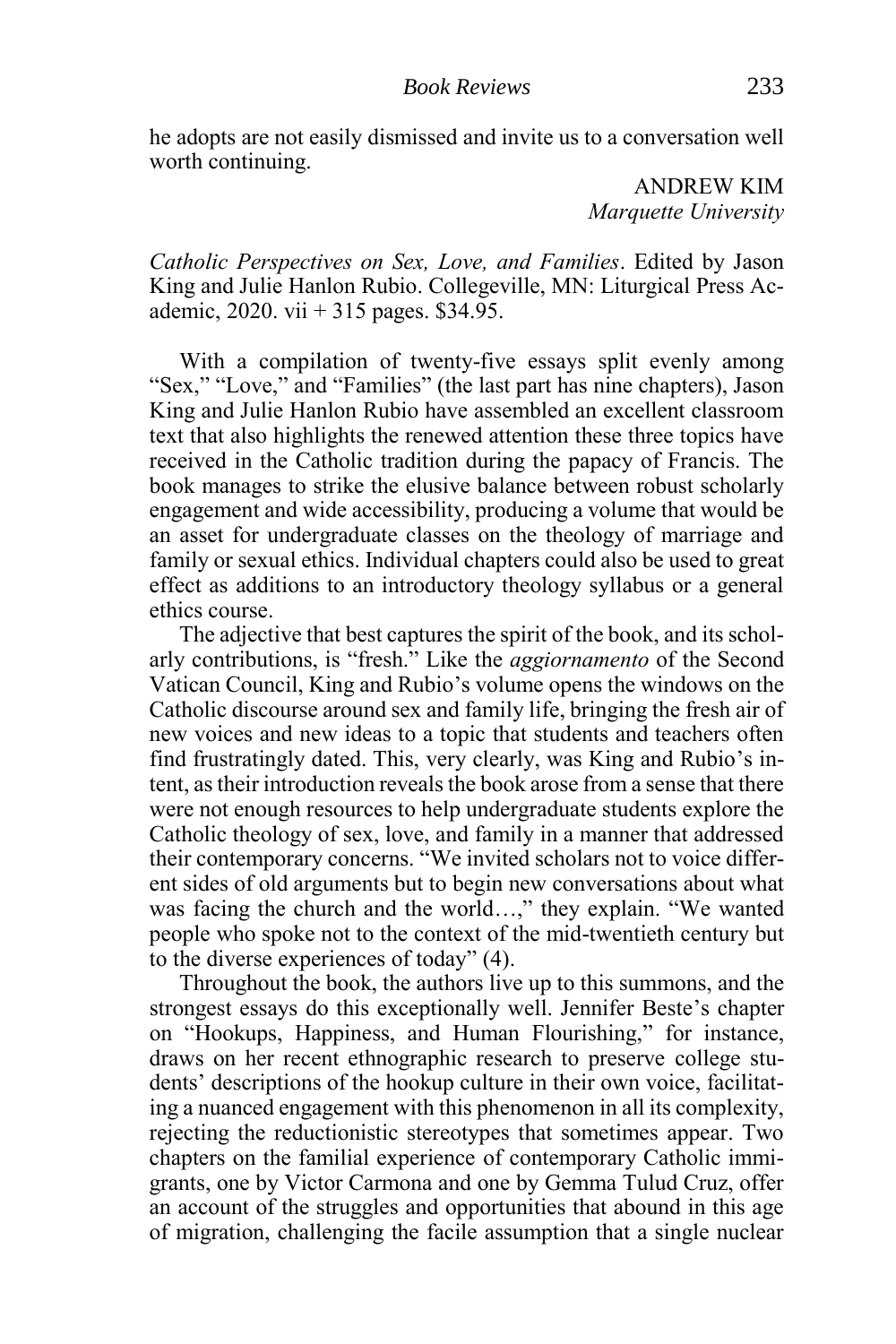he adopts are not easily dismissed and invite us to a conversation well worth continuing.

ANDREW KIM
*Marquette University*

*Catholic Perspectives on Sex, Love, and Families*. Edited by Jason King and Julie Hanlon Rubio. Collegeville, MN: Liturgical Press Academic, 2020. vii + 315 pages. $34.95.

With a compilation of twenty-five essays split evenly among "Sex," "Love," and "Families" (the last part has nine chapters), Jason King and Julie Hanlon Rubio have assembled an excellent classroom text that also highlights the renewed attention these three topics have received in the Catholic tradition during the papacy of Francis. The book manages to strike the elusive balance between robust scholarly engagement and wide accessibility, producing a volume that would be an asset for undergraduate classes on the theology of marriage and family or sexual ethics. Individual chapters could also be used to great effect as additions to an introductory theology syllabus or a general ethics course.

The adjective that best captures the spirit of the book, and its scholarly contributions, is "fresh." Like the *aggiornamento* of the Second Vatican Council, King and Rubio's volume opens the windows on the Catholic discourse around sex and family life, bringing the fresh air of new voices and new ideas to a topic that students and teachers often find frustratingly dated. This, very clearly, was King and Rubio's intent, as their introduction reveals the book arose from a sense that there were not enough resources to help undergraduate students explore the Catholic theology of sex, love, and family in a manner that addressed their contemporary concerns. "We invited scholars not to voice different sides of old arguments but to begin new conversations about what was facing the church and the world…," they explain. "We wanted people who spoke not to the context of the mid-twentieth century but to the diverse experiences of today" (4).

Throughout the book, the authors live up to this summons, and the strongest essays do this exceptionally well. Jennifer Beste's chapter on "Hookups, Happiness, and Human Flourishing," for instance, draws on her recent ethnographic research to preserve college students' descriptions of the hookup culture in their own voice, facilitating a nuanced engagement with this phenomenon in all its complexity, rejecting the reductionistic stereotypes that sometimes appear. Two chapters on the familial experience of contemporary Catholic immigrants, one by Victor Carmona and one by Gemma Tulud Cruz, offer an account of the struggles and opportunities that abound in this age of migration, challenging the facile assumption that a single nuclear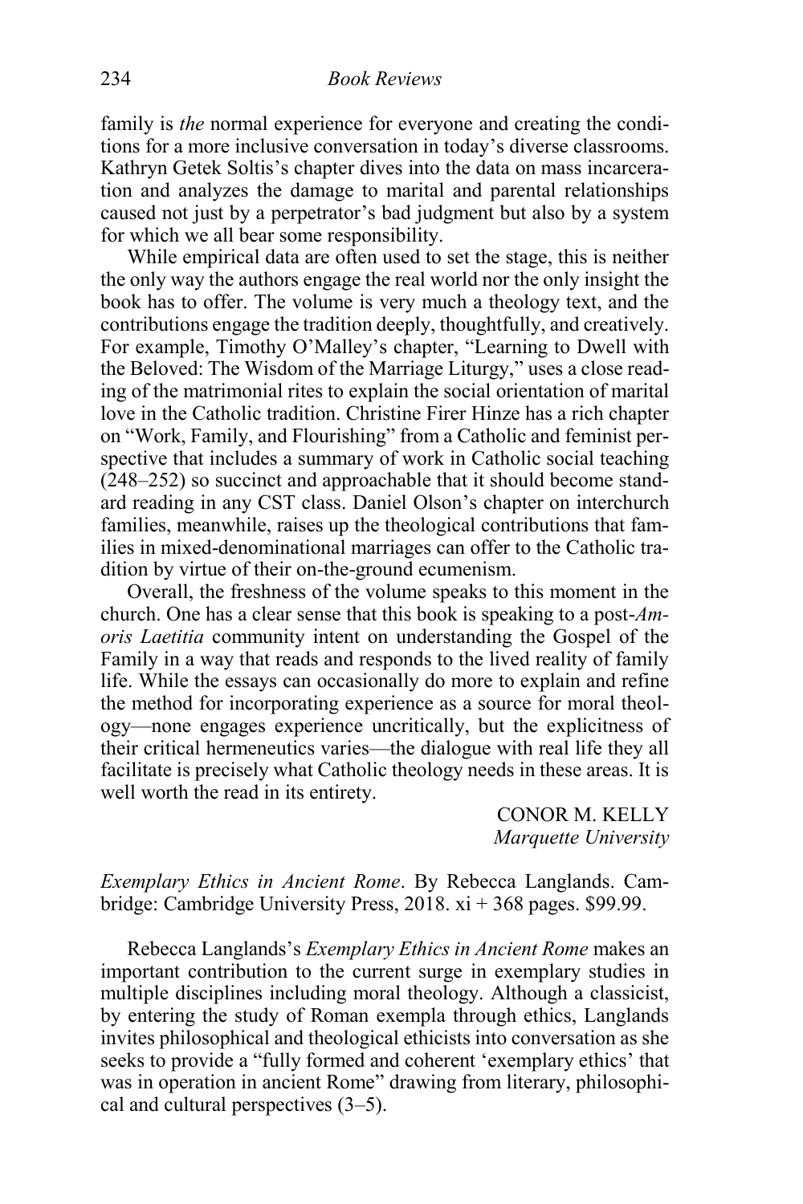family is *the* normal experience for everyone and creating the conditions for a more inclusive conversation in today's diverse classrooms. Kathryn Getek Soltis's chapter dives into the data on mass incarceration and analyzes the damage to marital and parental relationships caused not just by a perpetrator's bad judgment but also by a system for which we all bear some responsibility.

While empirical data are often used to set the stage, this is neither the only way the authors engage the real world nor the only insight the book has to offer. The volume is very much a theology text, and the contributions engage the tradition deeply, thoughtfully, and creatively. For example, Timothy O'Malley's chapter, "Learning to Dwell with the Beloved: The Wisdom of the Marriage Liturgy," uses a close reading of the matrimonial rites to explain the social orientation of marital love in the Catholic tradition. Christine Firer Hinze has a rich chapter on "Work, Family, and Flourishing" from a Catholic and feminist perspective that includes a summary of work in Catholic social teaching (248–252) so succinct and approachable that it should become standard reading in any CST class. Daniel Olson's chapter on interchurch families, meanwhile, raises up the theological contributions that families in mixed-denominational marriages can offer to the Catholic tradition by virtue of their on-the-ground ecumenism.

Overall, the freshness of the volume speaks to this moment in the church. One has a clear sense that this book is speaking to a post-*Amoris Laetitia* community intent on understanding the Gospel of the Family in a way that reads and responds to the lived reality of family life. While the essays can occasionally do more to explain and refine the method for incorporating experience as a source for moral theology—none engages experience uncritically, but the explicitness of their critical hermeneutics varies—the dialogue with real life they all facilitate is precisely what Catholic theology needs in these areas. It is well worth the read in its entirety.

CONOR M. KELLY
*Marquette University*

*Exemplary Ethics in Ancient Rome*. By Rebecca Langlands. Cambridge: Cambridge University Press, 2018. xi + 368 pages. $99.99.

Rebecca Langlands's *Exemplary Ethics in Ancient Rome* makes an important contribution to the current surge in exemplary studies in multiple disciplines including moral theology. Although a classicist, by entering the study of Roman exempla through ethics, Langlands invites philosophical and theological ethicists into conversation as she seeks to provide a "fully formed and coherent 'exemplary ethics' that was in operation in ancient Rome" drawing from literary, philosophical and cultural perspectives (3–5).